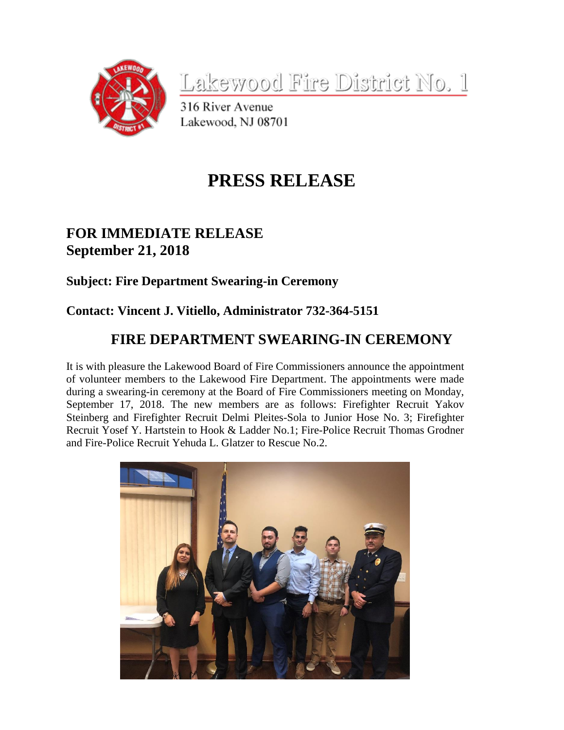# Lakewood Fire District No. 1

316 River Avenue
Lakewood, NJ 08701

# PRESS RELEASE

## FOR IMMEDIATE RELEASE
## September 21, 2018

### Subject: Fire Department Swearing-in Ceremony

### Contact: Vincent J. Vitiello, Administrator 732-364-5151

## FIRE DEPARTMENT SWEARING-IN CEREMONY

It is with pleasure the Lakewood Board of Fire Commissioners announce the appointment of volunteer members to the Lakewood Fire Department. The appointments were made during a swearing-in ceremony at the Board of Fire Commissioners meeting on Monday, September 17, 2018. The new members are as follows: Firefighter Recruit Yakov Steinberg and Firefighter Recruit Delmi Pleites-Sola to Junior Hose No. 3; Firefighter Recruit Yosef Y. Hartstein to Hook & Ladder No.1; Fire-Police Recruit Thomas Grodner and Fire-Police Recruit Yehuda L. Glatzer to Rescue No.2.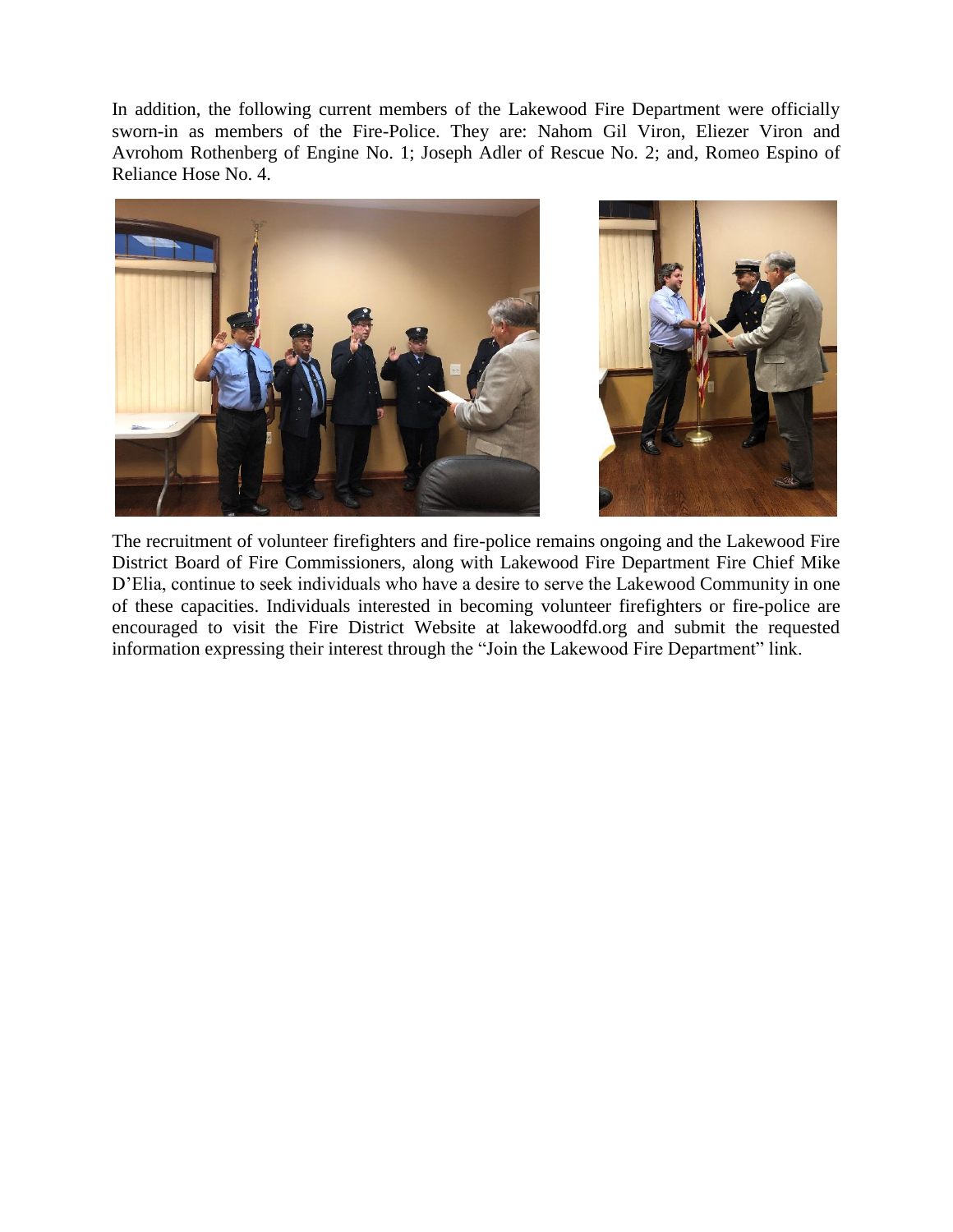In addition, the following current members of the Lakewood Fire Department were officially sworn-in as members of the Fire-Police. They are: Nahom Gil Viron, Eliezer Viron and Avrohom Rothenberg of Engine No. 1; Joseph Adler of Rescue No. 2; and, Romeo Espino of Reliance Hose No. 4.

The recruitment of volunteer firefighters and fire-police remains ongoing and the Lakewood Fire District Board of Fire Commissioners, along with Lakewood Fire Department Fire Chief Mike D'Elia, continue to seek individuals who have a desire to serve the Lakewood Community in one of these capacities. Individuals interested in becoming volunteer firefighters or fire-police are encouraged to visit the Fire District Website at lakewoodfd.org and submit the requested information expressing their interest through the "Join the Lakewood Fire Department" link.